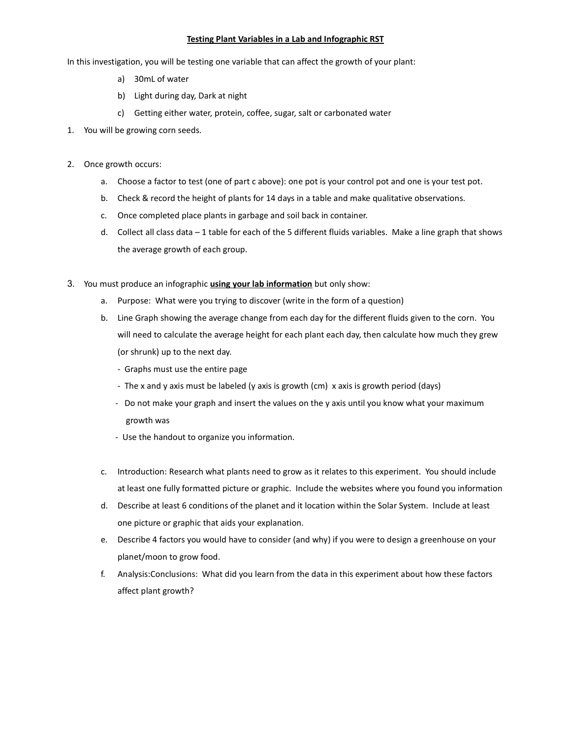# Testing Plant Variables in a Lab and Infographic RST

In this investigation, you will be testing one variable that can affect the growth of your plant:

a) 30mL of water

b) Light during day, Dark at night

c) Getting either water, protein, coffee, sugar, salt or carbonated water

1. You will be growing corn seeds.

2. Once growth occurs:
   a. Choose a factor to test (one of part c above): one pot is your control pot and one is your test pot.
   b. Check & record the height of plants for 14 days in a table and make qualitative observations.
   c. Once completed place plants in garbage and soil back in container.
   d. Collect all class data – 1 table for each of the 5 different fluids variables. Make a line graph that shows the average growth of each group.

3. You must produce an infographic **using your lab information** but only show:
   a. Purpose: What were you trying to discover (write in the form of a question)
   b. Line Graph showing the average change from each day for the different fluids given to the corn. You will need to calculate the average height for each plant each day, then calculate how much they grew (or shrunk) up to the next day.
      - Graphs must use the entire page
      - The x and y axis must be labeled (y axis is growth (cm) x axis is growth period (days)
      - Do not make your graph and insert the values on the y axis until you know what your maximum growth was
      - Use the handout to organize you information.

   c. Introduction: Research what plants need to grow as it relates to this experiment. You should include at least one fully formatted picture or graphic. Include the websites where you found you information
   d. Describe at least 6 conditions of the planet and it location within the Solar System. Include at least one picture or graphic that aids your explanation.
   e. Describe 4 factors you would have to consider (and why) if you were to design a greenhouse on your planet/moon to grow food.
   f. Analysis:Conclusions: What did you learn from the data in this experiment about how these factors affect plant growth?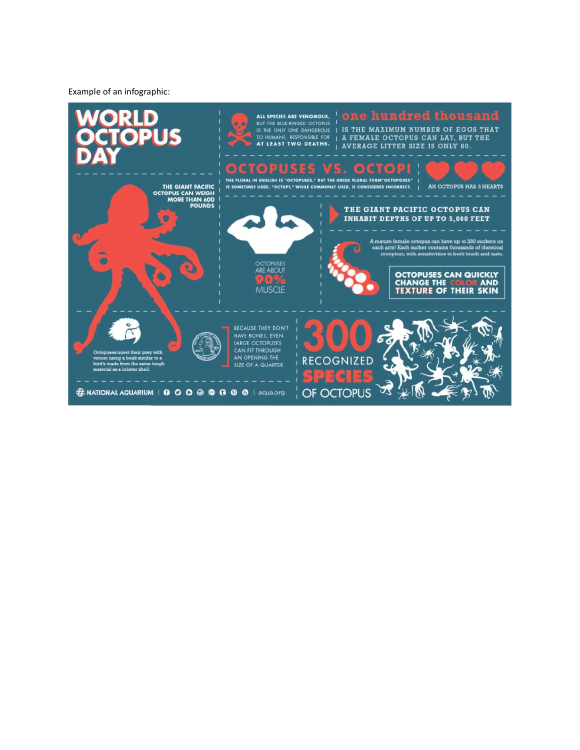Example of an infographic:

# WORLD OCTOPUS DAY

ALL SPECIES ARE VENOMOUS, BUT THE BLUE-RINGED OCTOPUS IS THE ONLY ONE DANGEROUS TO HUMANS, RESPONSIBLE FOR AT LEAST TWO DEATHS.

**one hundred thousand** IS THE MAXIMUM NUMBER OF EGGS THAT A FEMALE OCTOPUS CAN LAY, BUT THE AVERAGE LITTER SIZE IS ONLY 80.

## OCTOPUSES VS. OCTOPI

THE PLURAL IN ENGLISH IS "OCTOPUSES," BUT THE GREEK PLURAL FORM "OCTOPODES" IS SOMETIMES USED. "OCTOPI," WHILE COMMONLY USED, IS CONSIDERED INCORRECT.

AN OCTOPUS HAS 3 HEARTS

THE GIANT PACIFIC OCTOPUS CAN WEIGH MORE THAN 600 POUNDS

THE GIANT PACIFIC OCTOPUS CAN INHABIT DEPTHS OF UP TO 5,000 FEET

OCTOPUSES ARE ABOUT **90%** MUSCLE

A mature female octopus can have up to 280 suckers on each arm! Each sucker contains thousands of chemical receptors, with sensitivities to both touch and taste.

**OCTOPUSES CAN QUICKLY CHANGE THE COLOR AND TEXTURE OF THEIR SKIN**

Octopuses inject their prey with venom using a beak similar to a bird's made from the same tough material as a lobster shell.

BECAUSE THEY DON'T HAVE BONES, EVEN LARGE OCTOPUSES CAN FIT THROUGH AN OPENING THE SIZE OF A QUARTER

**300** RECOGNIZED **SPECIES** OF OCTOPUS

NATIONAL AQUARIUM | aqua.org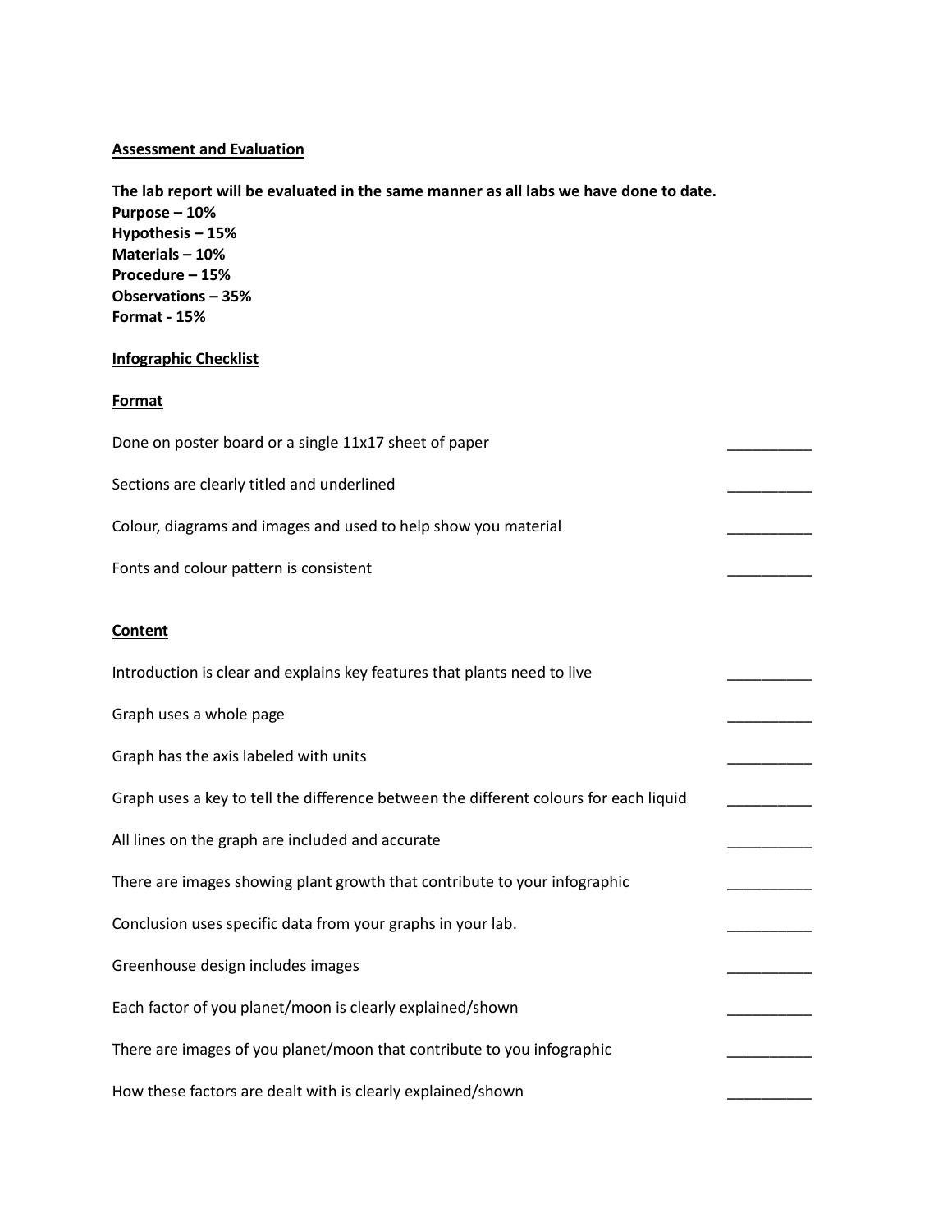**<u>Assessment and Evaluation</u>**

**The lab report will be evaluated in the same manner as all labs we have done to date.**
**Purpose – 10%**
**Hypothesis – 15%**
**Materials – 10%**
**Procedure – 15%**
**Observations – 35%**
**Format - 15%**

**<u>Infographic Checklist</u>**

**<u>Format</u>**

| | |
|---|---|
| Done on poster board or a single 11x17 sheet of paper | __________ |
| Sections are clearly titled and underlined | __________ |
| Colour, diagrams and images and used to help show you material | __________ |
| Fonts and colour pattern is consistent | __________ |

**<u>Content</u>**

| | |
|---|---|
| Introduction is clear and explains key features that plants need to live | __________ |
| Graph uses a whole page | __________ |
| Graph has the axis labeled with units | __________ |
| Graph uses a key to tell the difference between the different colours for each liquid | __________ |
| All lines on the graph are included and accurate | __________ |
| There are images showing plant growth that contribute to your infographic | __________ |
| Conclusion uses specific data from your graphs in your lab. | __________ |
| Greenhouse design includes images | __________ |
| Each factor of you planet/moon is clearly explained/shown | __________ |
| There are images of you planet/moon that contribute to you infographic | __________ |
| How these factors are dealt with is clearly explained/shown | __________ |